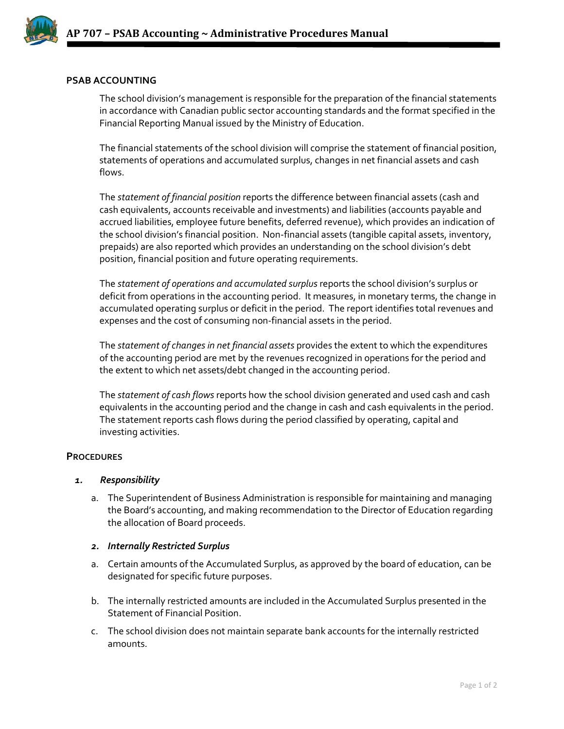# AP 707 – PSAB Accounting ~ Administrative Procedures Manual

## PSAB ACCOUNTING

The school division's management is responsible for the preparation of the financial statements in accordance with Canadian public sector accounting standards and the format specified in the Financial Reporting Manual issued by the Ministry of Education.

The financial statements of the school division will comprise the statement of financial position, statements of operations and accumulated surplus, changes in net financial assets and cash flows.

The *statement of financial position* reports the difference between financial assets (cash and cash equivalents, accounts receivable and investments) and liabilities (accounts payable and accrued liabilities, employee future benefits, deferred revenue), which provides an indication of the school division's financial position. Non-financial assets (tangible capital assets, inventory, prepaids) are also reported which provides an understanding on the school division's debt position, financial position and future operating requirements.

The *statement of operations and accumulated surplus* reports the school division's surplus or deficit from operations in the accounting period. It measures, in monetary terms, the change in accumulated operating surplus or deficit in the period. The report identifies total revenues and expenses and the cost of consuming non-financial assets in the period.

The *statement of changes in net financial assets* provides the extent to which the expenditures of the accounting period are met by the revenues recognized in operations for the period and the extent to which net assets/debt changed in the accounting period.

The *statement of cash flows* reports how the school division generated and used cash and cash equivalents in the accounting period and the change in cash and cash equivalents in the period. The statement reports cash flows during the period classified by operating, capital and investing activities.

## PROCEDURES

### 1. *Responsibility*

a. The Superintendent of Business Administration is responsible for maintaining and managing the Board's accounting, and making recommendation to the Director of Education regarding the allocation of Board proceeds.

### 2. *Internally Restricted Surplus*

a. Certain amounts of the Accumulated Surplus, as approved by the board of education, can be designated for specific future purposes.

b. The internally restricted amounts are included in the Accumulated Surplus presented in the Statement of Financial Position.

c. The school division does not maintain separate bank accounts for the internally restricted amounts.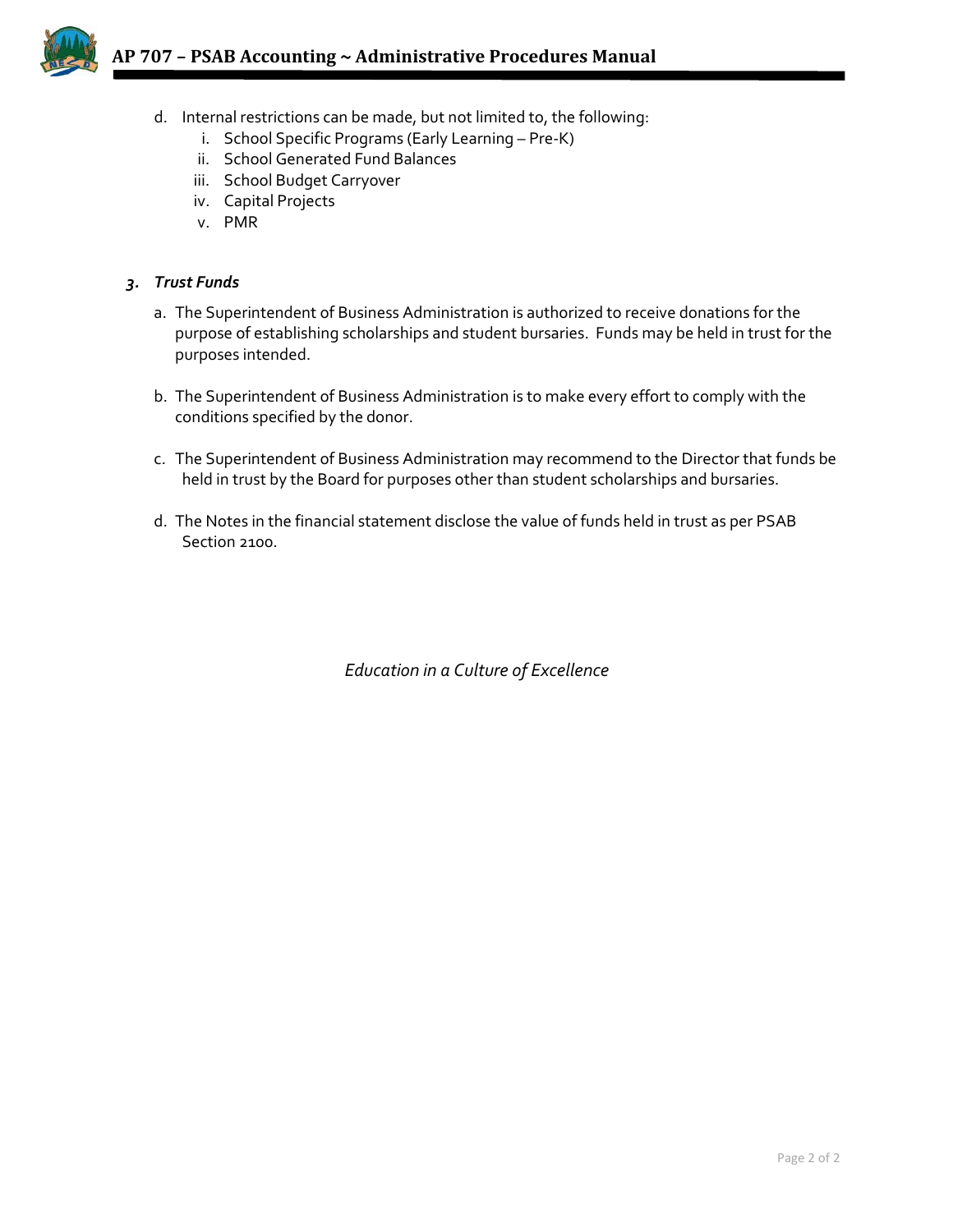d. Internal restrictions can be made, but not limited to, the following:
   i. School Specific Programs (Early Learning – Pre-K)
   ii. School Generated Fund Balances
   iii. School Budget Carryover
   iv. Capital Projects
   v. PMR

### *3. Trust Funds*

a. The Superintendent of Business Administration is authorized to receive donations for the purpose of establishing scholarships and student bursaries. Funds may be held in trust for the purposes intended.

b. The Superintendent of Business Administration is to make every effort to comply with the conditions specified by the donor.

c. The Superintendent of Business Administration may recommend to the Director that funds be held in trust by the Board for purposes other than student scholarships and bursaries.

d. The Notes in the financial statement disclose the value of funds held in trust as per PSAB Section 2100.

*Education in a Culture of Excellence*